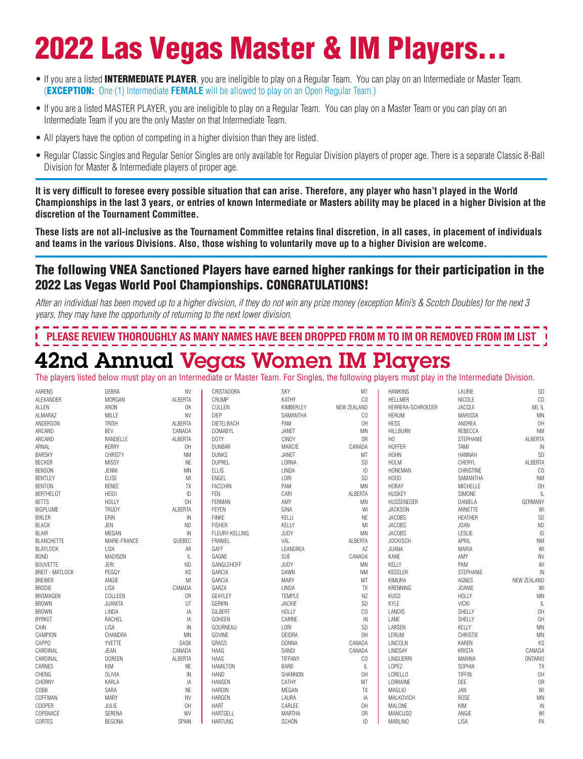# 2022 Las Vegas Master & IM Players…

- If you are a listed **INTERMEDIATE PLAYER**, you are ineligible to play on a Regular Team. You can play on an Intermediate or Master Team. (**EXCEPTION:** One (1) Intermediate **FEMALE** will be allowed to play on an Open Regular Team.)
- If you are a listed MASTER PLAYER, you are ineligible to play on a Regular Team. You can play on a Master Team or you can play on an Intermediate Team if you are the only Master on that Intermediate Team.
- All players have the option of competing in a higher division than they are listed.
- Regular Classic Singles and Regular Senior Singles are only available for Regular Division players of proper age. There is a separate Classic 8-Ball Division for Master & Intermediate players of proper age.

**It is very difficult to foresee every possible situation that can arise. Therefore, any player who hasn't played in the World Championships in the last 3 years, or entries of known Intermediate or Masters ability may be placed in a higher Division at the discretion of the Tournament Committee.**

**These lists are not all-inclusive as the Tournament Committee retains final discretion, in all cases, in placement of individuals and teams in the various Divisions. Also, those wishing to voluntarily move up to a higher Division are welcome.**

## The following VNEA Sanctioned Players have earned higher rankings for their participation in the 2022 Las Vegas World Pool Championships. CONGRATULATIONS!

*After an individual has been moved up to a higher division, if they do not win any prize money (exception Mini's & Scotch Doubles) for the next 3 years, they may have the opportunity of returning to the next lower division.*

**PLEASE REVIEW THOROUGHLY AS MANY NAMES HAVE BEEN DROPPED FROM M TO IM OR REMOVED FROM IM LIST**

# 42nd Annual Vegas Women IM Players

The players listed below must play on an Intermediate or Master Team. For Singles, the following players must play in the Intermediate Division.

| Last Name | First Name | Location |
|---|---|---|
| AARENS | DEBRA | NV |
| ALEXANDER | MORGAN | ALBERTA |
| ALLEN | ARON | OK |
| ALMARAZ | MILLE | NV |
| ANDERSON | TRISH | ALBERTA |
| ARCAND | BEV | CANADA |
| ARCAND | RANDELLE | ALBERTA |
| ARNAL | KERRY | OH |
| BARSKY | CHRISTY | NM |
| BECKER | MISSY | NE |
| BENSON | JENNI | MN |
| BENTLEY | ELISE | MI |
| BENTON | RENEE | TX |
| BERTHELOT | HEIDI | ID |
| BETTS | HOLLY | OH |
| BIGPLUME | TRUDY | ALBERTA |
| BIXLER | ERIN | IN |
| BLACK | JEN | ND |
| BLAIR | MEGAN | IN |
| BLANCHETTE | MARIE-FRANCE | QUEBEC |
| BLAYLOCK | LISA | AR |
| BOND | MADISON | IL |
| BOUVETTE | JERI | ND |
| BREIT - MATLOCK | PEGGY | KS |
| BREWER | ANGIE | MI |
| BRODIE | LISA | CANADA |
| BROMAGEN | COLLEEN | OR |
| BROWN | JUANITA | UT |
| BROWN | LINDA | IA |
| BYRKET | RACHEL | IA |
| CAIN | LISA | IN |
| CAMPION | CHANDRA | MN |
| CAPPO | YVETTE | SASK |
| CARDINAL | JEAN | CANADA |
| CARDINAL | DOREEN | ALBERTA |
| CARNES | KIM | NE |
| CHENG | OLIVIA | IN |
| CHORNY | KARLA | IA |
| COBB | SARA | NE |
| COFFMAN | MARY | NV |
| COOPER | JULIE | OH |
| COPENACE | SERENA | WV |
| CORTES | BEGONA | SPAIN |
| CRISTADORA | SKY | MT |
| CRUMP | KATHY | CO |
| CULLEN | KIMBERLEY | NEW ZEALAND |
| DIEP | SAMANTHA | CO |
| DIETELBACH | PAM | OH |
| DOMABYL | JANET | MN |
| DOTY | CINDY | OR |
| DUNBAR | MARCIE | CANADA |
| DUNKS | JANET | MT |
| DUPREL | LORNA | SD |
| ELLIS | LINDA | ID |
| ENGEL | LORI | SD |
| FACCHIN | PAM | MN |
| FEN | CARI | ALBERTA |
| FERMAN | AMY | MN |
| FEYEN | GINA | WI |
| FINKE | KELLI | NE |
| FISHER | KELLY | MI |
| FLEURY-KELLING | JUDY | MN |
| FRANIEL | VAL | ALBERTA |
| GAFF | LEANDREA | AZ |
| GAGNE | SUE | CANADA |
| GANGLEHOFF | JUDY | MN |
| GARCIA | DAWN | NM |
| GARCIA | MARY | MT |
| GARZA | LINDA | TX |
| GEAYLEY | TEMPLE | NZ |
| GERKIN | JACKIE | SD |
| GILBERT | HOLLY | CO |
| GOHEEN | CARRIE | IN |
| GOURNEAU | LORI | SD |
| GOVINE | DEIDRA | OH |
| GRASS | DONNA | CANADA |
| HAAG | SANDI | CANADA |
| HAAS | TIFFANY | CO |
| HAMILTON | BARB | IL |
| HAND | SHANNON | OH |
| HANSEN | CATHY | MT |
| HARDIN | MEGAN | TX |
| HARGEN | LAURA | IA |
| HART | CARLEE | OH |
| HARTSELL | MARTHA | OR |
| HARTUNG | SCHON | ID |
| HAWKINS | LAURIE | SD |
| HELLMER | NICOLE | CO |
| HERRERA-SCHROEDER | JACQUI | MI, IL |
| HERUM | MARISSA | MN |
| HESS | ANDREA | OH |
| HILLBURN | REBECCA | NM |
| HO | STEPHANIE | ALBERTA |
| HOFFER | TAMI | IN |
| HOHN | HANNAH | SD |
| HOLM | CHERYL | ALBERTA |
| HONEMAN | CHRISTINE | CO |
| HOOD | SAMANTHA | NM |
| HORAY | MICHELLE | OH |
| HUSKEY | SIMONE | IL |
| HUSSENEDER | DANIELA | GERMANY |
| JACKSON | ANNETTE | WI |
| JACOBS | HEATHER | SD |
| JACOBS | JOAN | ND |
| JACOBS | LESLIE | ID |
| JOCKISCH | APRIL | NM |
| JUANA | MARIA | WI |
| KANE | AMY | NV |
| KELLY | PAM | WI |
| KESSLER | STEPHANIE | IN |
| KIMURA | AGNES | NEW ZEALAND |
| KRENNING | JOANIE | WI |
| KUSS | HOLLY | MN |
| KYLE | VICKI | IL |
| LANDIS | SHELLY | OH |
| LANE | SHELLY | OH |
| LARSEN | KELLY | MN |
| LERUM | CHRISTIE | MN |
| LINCOLN | KAREN | KS |
| LINDSAY | KRISTA | CANADA |
| LINGUERRI | MARINA | ONTARIO |
| LOPEZ | SOPHIA | TX |
| LORELLO | TIFFIN | OH |
| LORRAINE | DEE | OR |
| MAGLIO | JAN | WI |
| MALKOVICH | ROSE | MN |
| MALONE | KIM | IN |
| MANCUSO | ANGIE | WI |
| MARLINO | LISA | PA |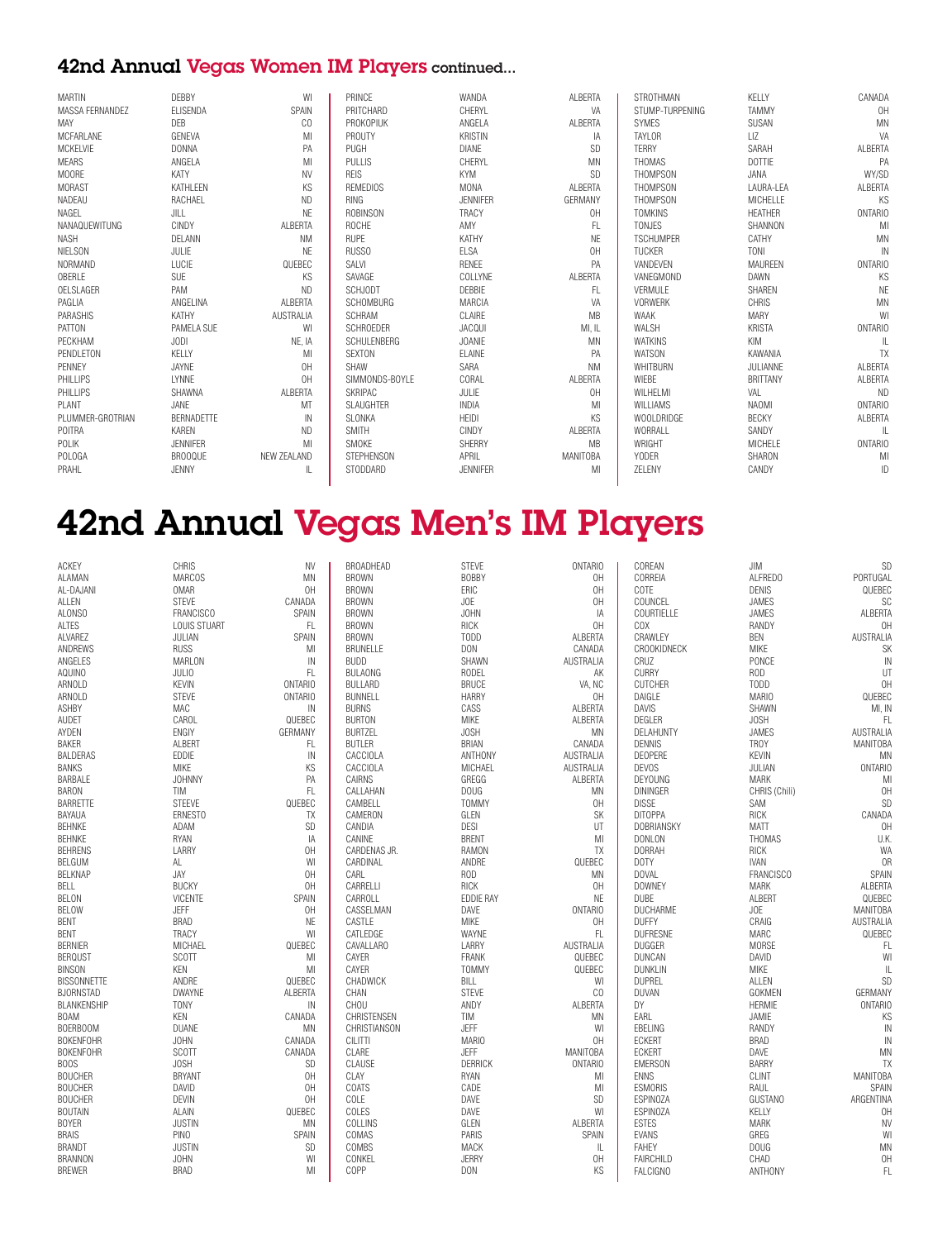## 42nd Annual Vegas Women IM Players continued...

| Last Name | First Name | Location |
|---|---|---|
| MARTIN | DEBBY | WI |
| MASSA FERNANDEZ | ELISENDA | SPAIN |
| MAY | DEB | CO |
| MCFARLANE | GENEVA | MI |
| MCKELVIE | DONNA | PA |
| MEARS | ANGELA | MI |
| MOORE | KATY | NV |
| MORAST | KATHLEEN | KS |
| NADEAU | RACHAEL | ND |
| NAGEL | JILL | NE |
| NANAQUEWITUNG | CINDY | ALBERTA |
| NASH | DELANN | NM |
| NIELSON | JULIE | NE |
| NORMAND | LUCIE | QUEBEC |
| OBERLE | SUE | KS |
| OELSLAGER | PAM | ND |
| PAGLIA | ANGELINA | ALBERTA |
| PARASHIS | KATHY | AUSTRALIA |
| PATTON | PAMELA SUE | WI |
| PECKHAM | JODI | NE, IA |
| PENDLETON | KELLY | MI |
| PENNEY | JAYNE | OH |
| PHILLIPS | LYNNE | OH |
| PHILLIPS | SHAWNA | ALBERTA |
| PLANT | JANE | MT |
| PLUMMER-GROTRIAN | BERNADETTE | IN |
| POITRA | KAREN | ND |
| POLIK | JENNIFER | MI |
| POLOGA | BROOQUE | NEW ZEALAND |
| PRAHL | JENNY | IL |
| PRINCE | WANDA | ALBERTA |
| PRITCHARD | CHERYL | VA |
| PROKOPIUK | ANGELA | ALBERTA |
| PROUTY | KRISTIN | IA |
| PUGH | DIANE | SD |
| PULLIS | CHERYL | MN |
| REIS | KYM | SD |
| REMEDIOS | MONA | ALBERTA |
| RING | JENNIFER | GERMANY |
| ROBINSON | TRACY | OH |
| ROCHE | AMY | FL |
| RUPE | KATHY | NE |
| RUSSO | ELSA | OH |
| SALVI | RENEE | PA |
| SAVAGE | COLLYNE | ALBERTA |
| SCHJODT | DEBBIE | FL |
| SCHOMBURG | MARCIA | VA |
| SCHRAM | CLAIRE | MB |
| SCHROEDER | JACQUI | MI, IL |
| SCHULENBERG | JOANIE | MN |
| SEXTON | ELAINE | PA |
| SHAW | SARA | NM |
| SIMMONDS-BOYLE | CORAL | ALBERTA |
| SKRIPAC | JULIE | OH |
| SLAUGHTER | INDIA | MI |
| SLONKA | HEIDI | KS |
| SMITH | CINDY | ALBERTA |
| SMOKE | SHERRY | MB |
| STEPHENSON | APRIL | MANITOBA |
| STODDARD | JENNIFER | MI |
| STROTHMAN | KELLY | CANADA |
| STUMP-TURPENING | TAMMY | OH |
| SYMES | SUSAN | MN |
| TAYLOR | LIZ | VA |
| TERRY | SARAH | ALBERTA |
| THOMAS | DOTTIE | PA |
| THOMPSON | JANA | WY/SD |
| THOMPSON | LAURA-LEA | ALBERTA |
| THOMPSON | MICHELLE | KS |
| TOMKINS | HEATHER | ONTARIO |
| TONJES | SHANNON | MI |
| TSCHUMPER | CATHY | MN |
| TUCKER | TONI | IN |
| VANDEVEN | MAUREEN | ONTARIO |
| VANEGMOND | DAWN | KS |
| VERMULE | SHAREN | NE |
| VORWERK | CHRIS | MN |
| WAAK | MARY | WI |
| WALSH | KRISTA | ONTARIO |
| WATKINS | KIM | IL |
| WATSON | KAWANIA | TX |
| WHITBURN | JULIANNE | ALBERTA |
| WIEBE | BRITTANY | ALBERTA |
| WILHELMI | VAL | ND |
| WILLIAMS | NAOMI | ONTARIO |
| WOOLDRIDGE | BECKY | ALBERTA |
| WORRALL | SANDY | IL |
| WRIGHT | MICHELE | ONTARIO |
| YODER | SHARON | MI |
| ZELENY | CANDY | ID |

# 42nd Annual Vegas Men's IM Players

| Last Name | First Name | Location |
|---|---|---|
| ACKEY | CHRIS | NV |
| ALAMAN | MARCOS | MN |
| AL-DAJANI | OMAR | OH |
| ALLEN | STEVE | CANADA |
| ALONSO | FRANCISCO | SPAIN |
| ALTES | LOUIS STUART | FL |
| ALVAREZ | JULIAN | SPAIN |
| ANDREWS | RUSS | MI |
| ANGELES | MARLON | IN |
| AQUINO | JULIO | FL |
| ARNOLD | KEVIN | ONTARIO |
| ARNOLD | STEVE | ONTARIO |
| ASHBY | MAC | IN |
| AUDET | CAROL | QUEBEC |
| AYDEN | ENGIY | GERMANY |
| BAKER | ALBERT | FL |
| BALDERAS | EDDIE | IN |
| BANKS | MIKE | KS |
| BARBALE | JOHNNY | PA |
| BARON | TIM | FL |
| BARRETTE | STEEVE | QUEBEC |
| BAYAUA | ERNESTO | TX |
| BEHNKE | ADAM | SD |
| BEHNKE | RYAN | IA |
| BEHRENS | LARRY | OH |
| BELGUM | AL | WI |
| BELKNAP | JAY | OH |
| BELL | BUCKY | OH |
| BELON | VICENTE | SPAIN |
| BELOW | JEFF | OH |
| BENT | BRAD | NE |
| BENT | TRACY | WI |
| BERNIER | MICHAEL | QUEBEC |
| BERQUST | SCOTT | MI |
| BINSON | KEN | MI |
| BISSONNETTE | ANDRE | QUEBEC |
| BJORNSTAD | DWAYNE | ALBERTA |
| BLANKENSHIP | TONY | IN |
| BOAM | KEN | CANADA |
| BOERBOOM | DUANE | MN |
| BOKENFOHR | JOHN | CANADA |
| BOKENFOHR | SCOTT | CANADA |
| BOOS | JOSH | SD |
| BOUCHER | BRYANT | OH |
| BOUCHER | DAVID | OH |
| BOUCHER | DEVIN | OH |
| BOUTAIN | ALAIN | QUEBEC |
| BOYER | JUSTIN | MN |
| BRAIS | PINO | SPAIN |
| BRANDT | JUSTIN | SD |
| BRANNON | JOHN | WI |
| BREWER | BRAD | MI |
| BROADHEAD | STEVE | ONTARIO |
| BROWN | BOBBY | OH |
| BROWN | ERIC | OH |
| BROWN | JOE | OH |
| BROWN | JOHN | IA |
| BROWN | RICK | OH |
| BROWN | TODD | ALBERTA |
| BRUNELLE | DON | CANADA |
| BUDD | SHAWN | AUSTRALIA |
| BULAONG | RODEL | AK |
| BULLARD | BRUCE | VA, NC |
| BUNNELL | HARRY | OH |
| BURNS | CASS | ALBERTA |
| BURTON | MIKE | ALBERTA |
| BURTZEL | JOSH | MN |
| BUTLER | BRIAN | CANADA |
| CACCIOLA | ANTHONY | AUSTRALIA |
| CACCIOLA | MICHAEL | AUSTRALIA |
| CAIRNS | GREGG | ALBERTA |
| CALLAHAN | DOUG | MN |
| CAMBELL | TOMMY | OH |
| CAMERON | GLEN | SK |
| CANDIA | DESI | UT |
| CANINE | BRENT | MI |
| CARDENAS JR. | RAMON | TX |
| CARDINAL | ANDRE | QUEBEC |
| CARL | ROD | MN |
| CARRELLI | RICK | OH |
| CARROLL | EDDIE RAY | NE |
| CASSELMAN | DAVE | ONTARIO |
| CASTLE | MIKE | OH |
| CATLEDGE | WAYNE | FL |
| CAVALLARO | LARRY | AUSTRALIA |
| CAYER | FRANK | QUEBEC |
| CAYER | TOMMY | QUEBEC |
| CHADWICK | BILL | WI |
| CHAN | STEVE | CO |
| CHOU | ANDY | ALBERTA |
| CHRISTENSEN | TIM | MN |
| CHRISTIANSON | JEFF | WI |
| CILITTI | MARIO | OH |
| CLARE | JEFF | MANITOBA |
| CLAUSE | DERRICK | ONTARIO |
| CLAY | RYAN | MI |
| COATS | CADE | MI |
| COLE | DAVE | SD |
| COLES | DAVE | WI |
| COLLINS | GLEN | ALBERTA |
| COMAS | PARIS | SPAIN |
| COMBS | MACK | IL |
| CONKEL | JERRY | OH |
| COPP | DON | KS |
| COREAN | JIM | SD |
| CORREIA | ALFREDO | PORTUGAL |
| COTE | DENIS | QUEBEC |
| COUNCEL | JAMES | SC |
| COURTIELLE | JAMES | ALBERTA |
| COX | RANDY | OH |
| CRAWLEY | BEN | AUSTRALIA |
| CROOKIDNECK | MIKE | SK |
| CRUZ | PONCE | IN |
| CURRY | ROD | UT |
| CUTCHER | TODD | OH |
| DAIGLE | MARIO | QUEBEC |
| DAVIS | SHAWN | MI, IN |
| DEGLER | JOSH | FL |
| DELAHUNTY | JAMES | AUSTRALIA |
| DENNIS | TROY | MANITOBA |
| DEOPERE | KEVIN | MN |
| DEVOS | JULIAN | ONTARIO |
| DEYOUNG | MARK | MI |
| DININGER | CHRIS (Chili) | OH |
| DISSE | SAM | SD |
| DITOPPA | RICK | CANADA |
| DOBRIANSKY | MATT | OH |
| DONLON | THOMAS | U.K. |
| DORRAH | RICK | WA |
| DOTY | IVAN | OR |
| DOVAL | FRANCISCO | SPAIN |
| DOWNEY | MARK | ALBERTA |
| DUBE | ALBERT | QUEBEC |
| DUCHARME | JOE | MANITOBA |
| DUFFY | CRAIG | AUSTRALIA |
| DUFRESNE | MARC | QUEBEC |
| DUGGER | MORSE | FL |
| DUNCAN | DAVID | WI |
| DUNKLIN | MIKE | IL |
| DUPREL | ALLEN | SD |
| DUVAN | GOKMEN | GERMANY |
| DY | HERMIE | ONTARIO |
| EARL | JAMIE | KS |
| EBELING | RANDY | IN |
| ECKERT | BRAD | IN |
| ECKERT | DAVE | MN |
| EMERSON | BARRY | TX |
| ENNS | CLINT | MANITOBA |
| ESMORIS | RAUL | SPAIN |
| ESPINOZA | GUSTANO | ARGENTINA |
| ESPINOZA | KELLY | OH |
| ESTES | MARK | NV |
| EVANS | GREG | WI |
| FAHEY | DOUG | MN |
| FAIRCHILD | CHAD | OH |
| FALCIGNO | ANTHONY | FL |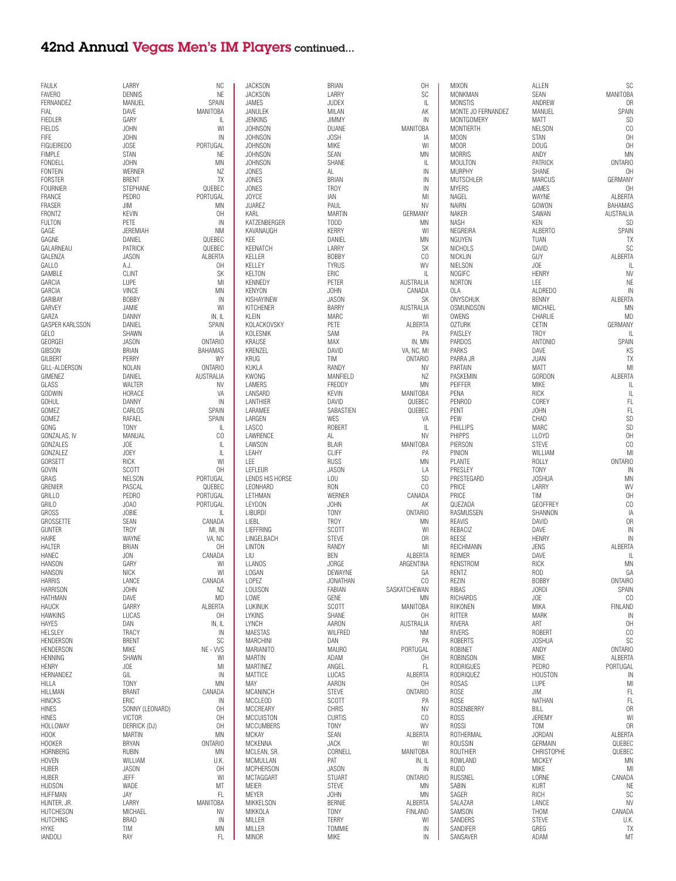## 42nd Annual Vegas Men's IM Players continued...

| Last Name | First Name | Location |
|---|---|---|
| FAULK | LARRY | NC |
| FAVERO | DENNIS | NE |
| FERNANDEZ | MANUEL | SPAIN |
| FIAL | DAVE | MANITOBA |
| FIEDLER | GARY | IL |
| FIELDS | JOHN | WI |
| FIFE | JOHN | IN |
| FIGUEIREDO | JOSE | PORTUGAL |
| FIMPLE | STAN | NE |
| FONDELL | JOHN | MN |
| FONTEIN | WERNER | NZ |
| FORSTER | BRENT | TX |
| FOURNIER | STEPHANE | QUEBEC |
| FRANCE | PEDRO | PORTUGAL |
| FRASER | JIM | MN |
| FRONTZ | KEVIN | OH |
| FULTON | PETE | IN |
| GAGE | JEREMIAH | NM |
| GAGNE | DANIEL | QUEBEC |
| GALARNEAU | PATRICK | QUEBEC |
| GALENZA | JASON | ALBERTA |
| GALLO | A.J. | OH |
| GAMBLE | CLINT | SK |
| GARCIA | LUPE | MI |
| GARCIA | VINCE | MN |
| GARIBAY | BOBBY | IN |
| GARVEY | JAMIE | WI |
| GARZA | DANNY | IN, IL |
| GASPER KARLSSON | DANIEL | SPAIN |
| GELO | SHAWN | IA |
| GEORGEI | JASON | ONTARIO |
| GIBSON | BRIAN | BAHAMAS |
| GILBERT | PERRY | WY |
| GILL-ALDERSON | NOLAN | ONTARIO |
| GIMENEZ | DANIEL | AUSTRALIA |
| GLASS | WALTER | NV |
| GODWIN | HORACE | VA |
| GOHUL | DANNY | IN |
| GOMEZ | CARLOS | SPAIN |
| GOMEZ | RAFAEL | SPAIN |
| GONG | TONY | IL |
| GONZALAS, IV | MANUAL | CO |
| GONZALES | JOE | IL |
| GONZALEZ | JOEY | IL |
| GORSETT | RICK | WI |
| GOVIN | SCOTT | OH |
| GRAIS | NELSON | PORTUGAL |
| GRENIER | PASCAL | QUEBEC |
| GRILLO | PEDRO | PORTUGAL |
| GRILO | JOAO | PORTUGAL |
| GROSS | JOBIE | IL |
| GROSSETTE | SEAN | CANADA |
| GUNTER | TROY | MI, IN |
| HAIRE | WAYNE | VA, NC |
| HALTER | BRIAN | OH |
| HANEC | JON | CANADA |
| HANSON | GARY | WI |
| HANSON | NICK | WI |
| HARRIS | LANCE | CANADA |
| HARRISON | JOHN | NZ |
| HATHMAN | DAVE | MD |
| HAUCK | GARRY | ALBERTA |
| HAWKINS | LUCAS | OH |
| HAYES | DAN | IN, IL |
| HELSLEY | TRACY | IN |
| HENDERSON | BRENT | SC |
| HENDERSON | MIKE | NE - VVS |
| HENNING | SHAWN | WI |
| HENRY | JOE | MI |
| HERNANDEZ | GIL | IN |
| HILLA | TONY | MN |
| HILLMAN | BRANT | CANADA |
| HINCKS | ERIC | IN |
| HINES | SONNY (LEONARD) | OH |
| HINES | VICTOR | OH |
| HOLLOWAY | DERRICK (DJ) | OH |
| HOOK | MARTIN | MN |
| HOOKER | BRYAN | ONTARIO |
| HORNBERG | RUBIN | MN |
| HOVEN | WILLIAM | U.K. |
| HUBER | JASON | OH |
| HUBER | JEFF | WI |
| HUDSON | WADE | MT |
| HUFFMAN | JAY | FL |
| HUNTER, JR. | LARRY | MANITOBA |
| HUTCHESON | MICHAEL | NV |
| HUTCHINS | BRAD | IN |
| HYKE | TIM | MN |
| IANDOLI | RAY | FL |
| JACKSON | BRIAN | OH |
| JACKSON | LARRY | SC |
| JAMES | JUDEX | IL |
| JANULEK | MILAN | AK |
| JENKINS | JIMMY | IN |
| JOHNSON | DUANE | MANITOBA |
| JOHNSON | JOSH | IA |
| JOHNSON | MIKE | WI |
| JOHNSON | SEAN | MN |
| JOHNSON | SHANE | IL |
| JONES | AL | IN |
| JONES | BRIAN | IN |
| JONES | TROY | IN |
| JOYCE | IAN | MI |
| JUAREZ | PAUL | NV |
| KARL | MARTIN | GERMANY |
| KATZENBERGER | TODD | MN |
| KAVANAUGH | KERRY | WI |
| KEE | DANIEL | MN |
| KEENATCH | LARRY | SK |
| KELLER | BOBBY | CO |
| KELLEY | TYRUS | WV |
| KELTON | ERIC | IL |
| KENNEDY | PETER | AUSTRALIA |
| KENYON | JOHN | CANADA |
| KISHAYINEW | JASON | SK |
| KITCHENER | BARRY | AUSTRALIA |
| KLEIN | MARC | WI |
| KOLACKOVSKY | PETE | ALBERTA |
| KOLESNIK | SAM | PA |
| KRAUSE | MAX | IN, MN |
| KRENZEL | DAVID | VA, NC, MI |
| KRUG | TIM | ONTARIO |
| KUKLA | RANDY | NV |
| KWONG | MANFIELD | NZ |
| LAMERS | FREDDY | MN |
| LANSARD | KEVIN | MANITOBA |
| LANTHIER | DAVID | QUEBEC |
| LARAMEE | SABASTIEN | QUEBEC |
| LARGEN | WES | VA |
| LASCO | ROBERT | IL |
| LAWRENCE | AL | NV |
| LAWSON | BLAIR | MANITOBA |
| LEAHY | CLIFF | PA |
| LEE | RUSS | MN |
| LEFLEUR | JASON | LA |
| LENDS HIS HORSE | LOU | SD |
| LEONHARD | RON | CO |
| LETHMAN | WERNER | CANADA |
| LEYDON | JOHN | AK |
| LIBURDI | TONY | ONTARIO |
| LIEBL | TROY | MN |
| LIEFFRING | SCOTT | WI |
| LINGELBACH | STEVE | OR |
| LINTON | RANDY | MI |
| LIU | BEN | ALBERTA |
| LLANOS | JORGE | ARGENTINA |
| LOGAN | DEWAYNE | GA |
| LOPEZ | JONATHAN | CO |
| LOUISON | FABIAN | SASKATCHEWAN |
| LOWE | GENE | MN |
| LUKINUK | SCOTT | MANITOBA |
| LYKINS | SHANE | OH |
| LYNCH | AARON | AUSTRALIA |
| MAESTAS | WILFRED | NM |
| MARCHINI | DAN | PA |
| MARIANITO | MAURO | PORTUGAL |
| MARTIN | ADAM | OH |
| MARTINEZ | ANGEL | FL |
| MATTICE | LUCAS | ALBERTA |
| MAY | AARON | OH |
| MCANINCH | STEVE | ONTARIO |
| MCCLEOD | SCOTT | PA |
| MCCREARY | CHRIS | NV |
| MCCUISTON | CURTIS | CO |
| MCCUMBERS | TONY | WV |
| MCKAY | SEAN | ALBERTA |
| MCKENNA | JACK | WI |
| MCLEAN, SR. | CORNELL | MANITOBA |
| MCMULLAN | PAT | IN, IL |
| MCPHERSON | JASON | IN |
| MCTAGGART | STUART | ONTARIO |
| MEIER | STEVE | MN |
| MEYER | JOHN | MN |
| MIKKELSON | BERNIE | ALBERTA |
| MIKKOLA | TONY | FINLAND |
| MILLER | TERRY | WI |
| MILLER | TOMMIE | IN |
| MINOR | MIKE | IN |
| MIXON | ALLEN | SC |
| MONKMAN | SEAN | MANITOBA |
| MONSTIS | ANDREW | OR |
| MONTE JO FERNANDEZ | MANUEL | SPAIN |
| MONTGOMERY | MATT | SD |
| MONTIERTH | NELSON | CO |
| MOON | STAN | OH |
| MOOR | DOUG | OH |
| MORRIS | ANDY | MN |
| MOULTON | PATRICK | ONTARIO |
| MURPHY | SHANE | OH |
| MUTSCHLER | MARCUS | GERMANY |
| MYERS | JAMES | OH |
| NAGEL | WAYNE | ALBERTA |
| NAIRN | GOWON | BAHAMAS |
| NAKER | SAWAN | AUSTRALIA |
| NASH | KEN | SD |
| NEGREIRA | ALBERTO | SPAIN |
| NGUYEN | TUAN | TX |
| NICHOLS | DAVID | SC |
| NICKLIN | GUY | ALBERTA |
| NIELSON | JOE | IL |
| NOGIFC | HENRY | NV |
| NORTON | LEE | NE |
| OLA | ALDREDO | IN |
| ONYSCHUK | BENNY | ALBERTA |
| OSMUNDSON | MICHAEL | MN |
| OWENS | CHARLIE | MD |
| OZTURK | CETIN | GERMANY |
| PAISLEY | TROY | IL |
| PARDOS | ANTONIO | SPAIN |
| PARKS | DAVE | KS |
| PARRA JR | JUAN | TX |
| PARTAIN | MATT | MI |
| PASKEMIN | GORDON | ALBERTA |
| PEIFFER | MIKE | IL |
| PENA | RICK | IL |
| PENROD | COREY | FL |
| PENT | JOHN | FL |
| PEW | CHAD | SD |
| PHILLIPS | MARC | SD |
| PHIPPS | LLOYD | OH |
| PIERSON | STEVE | CO |
| PINION | WILLIAM | MI |
| PLANTE | ROLLY | ONTARIO |
| PRESLEY | TONY | IN |
| PRESTEGARD | JOSHUA | MN |
| PRICE | LARRY | WV |
| PRICE | TIM | OH |
| QUEZADA | GEOFFREY | CO |
| RASMUSSEN | SHANNON | IA |
| REAVIS | DAVID | OR |
| REBACIZ | DAVE | IN |
| REESE | HENRY | IN |
| REICHMANN | JENS | ALBERTA |
| REIMER | DAVE | IL |
| RENSTROM | RICK | MN |
| RENTZ | ROD | GA |
| REZIN | BOBBY | ONTAIRO |
| RIBAS | JORDI | SPAIN |
| RICHARDS | JOE | CO |
| RIIKONEN | MIKA | FINLAND |
| RITTER | MARK | IN |
| RIVERA | ART | OH |
| RIVERS | ROBERT | CO |
| ROBERTS | JOSHUA | SC |
| ROBINET | ANDY | ONTARIO |
| ROBINSON | MIKE | ALBERTA |
| RODRIGUES | PEDRO | PORTUGAL |
| RODRIQUEZ | HOUSTON | IN |
| ROSAS | LUPE | MI |
| ROSE | JIM | FL |
| ROSE | NATHAN | FL |
| ROSENBERRY | BILL | OR |
| ROSS | JEREMY | WI |
| ROSSI | TOM | OR |
| ROTHERMAL | JORDAN | ALBERTA |
| ROUSSIN | GERMAIN | QUEBEC |
| ROUTHIER | CHRISTOPHE | QUEBEC |
| ROWLAND | MICKEY | MN |
| RUDD | MIKE | MI |
| RUSSNEL | LORNE | CANADA |
| SABIN | KURT | NE |
| SAGER | RICH | SC |
| SALAZAR | LANCE | NV |
| SAMSON | THOM | CANADA |
| SANDERS | STEVE | U.K. |
| SANDIFER | GREG | TX |
| SANSAVER | ADAM | MT |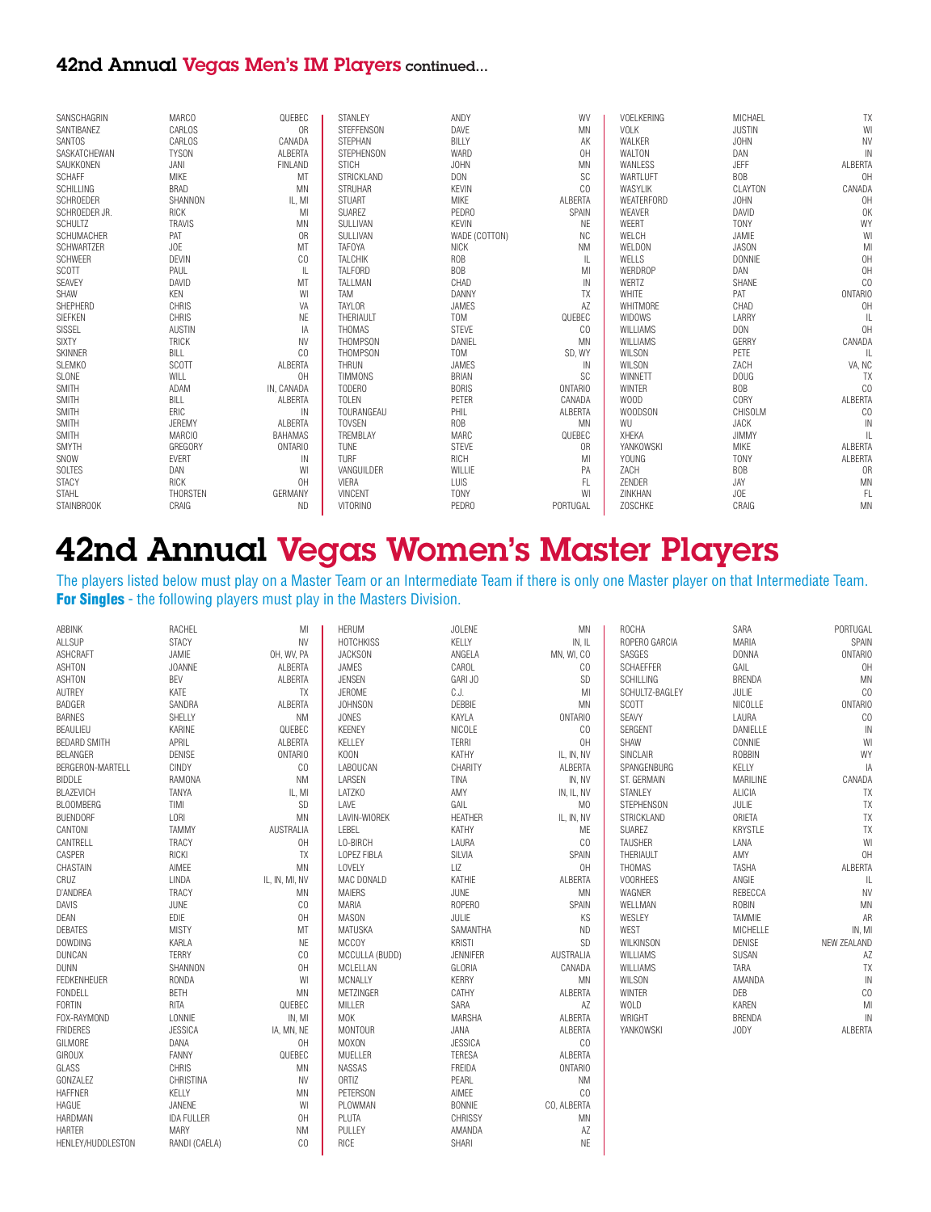## 42nd Annual Vegas Men's IM Players continued...

| Last Name | First Name | Location |
|---|---|---|
| SANSCHAGRIN | MARCO | QUEBEC |
| SANTIBANEZ | CARLOS | OR |
| SANTOS | CARLOS | CANADA |
| SASKATCHEWAN | TYSON | ALBERTA |
| SAUKKONEN | JANI | FINLAND |
| SCHAFF | MIKE | MT |
| SCHILLING | BRAD | MN |
| SCHROEDER | SHANNON | IL, MI |
| SCHROEDER JR. | RICK | MI |
| SCHULTZ | TRAVIS | MN |
| SCHUMACHER | PAT | OR |
| SCHWARTZER | JOE | MT |
| SCHWEER | DEVIN | CO |
| SCOTT | PAUL | IL |
| SEAVEY | DAVID | MT |
| SHAW | KEN | WI |
| SHEPHERD | CHRIS | VA |
| SIEFKEN | CHRIS | NE |
| SISSEL | AUSTIN | IA |
| SIXTY | TRICK | NV |
| SKINNER | BILL | CO |
| SLEMKO | SCOTT | ALBERTA |
| SLONE | WILL | OH |
| SMITH | ADAM | IN, CANADA |
| SMITH | BILL | ALBERTA |
| SMITH | ERIC | IN |
| SMITH | JEREMY | ALBERTA |
| SMITH | MARCIO | BAHAMAS |
| SMYTH | GREGORY | ONTARIO |
| SNOW | EVERT | IN |
| SOLTES | DAN | WI |
| STACY | RICK | OH |
| STAHL | THORSTEN | GERMANY |
| STAINBROOK | CRAIG | ND |
| STANLEY | ANDY | WV |
| STEFFENSON | DAVE | MN |
| STEPHAN | BILLY | AK |
| STEPHENSON | WARD | OH |
| STICH | JOHN | MN |
| STRICKLAND | DON | SC |
| STRUHAR | KEVIN | CO |
| STUART | MIKE | ALBERTA |
| SUAREZ | PEDRO | SPAIN |
| SULLIVAN | KEVIN | NE |
| SULLIVAN | WADE (COTTON) | NC |
| TAFOYA | NICK | NM |
| TALCHIK | ROB | IL |
| TALFORD | BOB | MI |
| TALLMAN | CHAD | IN |
| TAM | DANNY | TX |
| TAYLOR | JAMES | AZ |
| THERIAULT | TOM | QUEBEC |
| THOMAS | STEVE | CO |
| THOMPSON | DANIEL | MN |
| THOMPSON | TOM | SD, WY |
| THRUN | JAMES | IN |
| TIMMONS | BRIAN | SC |
| TODERO | BORIS | ONTARIO |
| TOLEN | PETER | CANADA |
| TOURANGEAU | PHIL | ALBERTA |
| TOVSEN | ROB | MN |
| TREMBLAY | MARC | QUEBEC |
| TUNE | STEVE | OR |
| TURF | RICH | MI |
| VANGUILDER | WILLIE | PA |
| VIERA | LUIS | FL |
| VINCENT | TONY | WI |
| VITORINO | PEDRO | PORTUGAL |
| VOELKERING | MICHAEL | TX |
| VOLK | JUSTIN | WI |
| WALKER | JOHN | NV |
| WALTON | DAN | IN |
| WANLESS | JEFF | ALBERTA |
| WARTLUFT | BOB | OH |
| WASYLIK | CLAYTON | CANADA |
| WEATERFORD | JOHN | OH |
| WEAVER | DAVID | OK |
| WEERT | TONY | WY |
| WELCH | JAMIE | WI |
| WELDON | JASON | MI |
| WELLS | DONNIE | OH |
| WERDROP | DAN | OH |
| WERTZ | SHANE | CO |
| WHITE | PAT | ONTARIO |
| WHITMORE | CHAD | OH |
| WIDOWS | LARRY | IL |
| WILLIAMS | DON | OH |
| WILLIAMS | GERRY | CANADA |
| WILSON | PETE | IL |
| WILSON | ZACH | VA, NC |
| WINNETT | DOUG | TX |
| WINTER | BOB | CO |
| WOOD | CORY | ALBERTA |
| WOODSON | CHISOLM | CO |
| WU | JACK | IN |
| XHEKA | JIMMY | IL |
| YANKOWSKI | MIKE | ALBERTA |
| YOUNG | TONY | ALBERTA |
| ZACH | BOB | OR |
| ZENDER | JAY | MN |
| ZINKHAN | JOE | FL |
| ZOSCHKE | CRAIG | MN |

# 42nd Annual Vegas Women's Master Players

The players listed below must play on a Master Team or an Intermediate Team if there is only one Master player on that Intermediate Team. **For Singles** - the following players must play in the Masters Division.

| Last Name | First Name | Location |
|---|---|---|
| ABBINK | RACHEL | MI |
| ALLSUP | STACY | NV |
| ASHCRAFT | JAMIE | OH, WV, PA |
| ASHTON | JOANNE | ALBERTA |
| ASHTON | BEV | ALBERTA |
| AUTREY | KATE | TX |
| BADGER | SANDRA | ALBERTA |
| BARNES | SHELLY | NM |
| BEAULIEU | KARINE | QUEBEC |
| BEDARD SMITH | APRIL | ALBERTA |
| BELANGER | DENISE | ONTARIO |
| BERGERON-MARTELL | CINDY | CO |
| BIDDLE | RAMONA | NM |
| BLAZEVICH | TANYA | IL, MI |
| BLOOMBERG | TIMI | SD |
| BUENDORF | LORI | MN |
| CANTONI | TAMMY | AUSTRALIA |
| CANTRELL | TRACY | OH |
| CASPER | RICKI | TX |
| CHASTAIN | AIMEE | MN |
| CRUZ | LINDA | IL, IN, MI, NV |
| D'ANDREA | TRACY | MN |
| DAVIS | JUNE | CO |
| DEAN | EDIE | OH |
| DEBATES | MISTY | MT |
| DOWDING | KARLA | NE |
| DUNCAN | TERRY | CO |
| DUNN | SHANNON | OH |
| FEDKENHEUER | RONDA | WI |
| FONDELL | BETH | MN |
| FORTIN | RITA | QUEBEC |
| FOX-RAYMOND | LONNIE | IN, MI |
| FRIDERES | JESSICA | IA, MN, NE |
| GILMORE | DANA | OH |
| GIROUX | FANNY | QUEBEC |
| GLASS | CHRIS | MN |
| GONZALEZ | CHRISTINA | NV |
| HAFFNER | KELLY | MN |
| HAGUE | JANENE | WI |
| HARDMAN | IDA FULLER | OH |
| HARTER | MARY | NM |
| HENLEY/HUDDLESTON | RANDI (CAELA) | CO |
| HERUM | JOLENE | MN |
| HOTCHKISS | KELLY | IN, IL |
| JACKSON | ANGELA | MN, WI, CO |
| JAMES | CAROL | CO |
| JENSEN | GARI JO | SD |
| JEROME | C.J. | MI |
| JOHNSON | DEBBIE | MN |
| JONES | KAYLA | ONTARIO |
| KEENEY | NICOLE | CO |
| KELLEY | TERRI | OH |
| KOON | KATHY | IL, IN, NV |
| LABOUCAN | CHARITY | ALBERTA |
| LARSEN | TINA | IN, NV |
| LATZKO | AMY | IN, IL, NV |
| LAVE | GAIL | MO |
| LAVIN-WIOREK | HEATHER | IL, IN, NV |
| LEBEL | KATHY | ME |
| LO-BIRCH | LAURA | CO |
| LOPEZ FIBLA | SILVIA | SPAIN |
| LOVELY | LIZ | OH |
| MAC DONALD | KATHIE | ALBERTA |
| MAIERS | JUNE | MN |
| MARIA | ROPERO | SPAIN |
| MASON | JULIE | KS |
| MATUSKA | SAMANTHA | ND |
| MCCOY | KRISTI | SD |
| MCCULLA (BUDD) | JENNIFER | AUSTRALIA |
| MCLELLAN | GLORIA | CANADA |
| MCNALLY | KERRY | MN |
| METZINGER | CATHY | ALBERTA |
| MILLER | SARA | AZ |
| MOK | MARSHA | ALBERTA |
| MONTOUR | JANA | ALBERTA |
| MOXON | JESSICA | CO |
| MUELLER | TERESA | ALBERTA |
| NASSAS | FREIDA | ONTARIO |
| ORTIZ | PEARL | NM |
| PETERSON | AIMEE | CO |
| PLOWMAN | BONNIE | CO, ALBERTA |
| PLUTA | CHRISSY | MN |
| PULLEY | AMANDA | AZ |
| RICE | SHARI | NE |
| ROCHA | SARA | PORTUGAL |
| ROPERO GARCIA | MARIA | SPAIN |
| SASGES | DONNA | ONTARIO |
| SCHAEFFER | GAIL | OH |
| SCHILLING | BRENDA | MN |
| SCHULTZ-BAGLEY | JULIE | CO |
| SCOTT | NICOLLE | ONTARIO |
| SEAVY | LAURA | CO |
| SERGENT | DANIELLE | IN |
| SHAW | CONNIE | WI |
| SINCLAIR | ROBBIN | WY |
| SPANGENBURG | KELLY | IA |
| ST. GERMAIN | MARILINE | CANADA |
| STANLEY | ALICIA | TX |
| STEPHENSON | JULIE | TX |
| STRICKLAND | ORIETA | TX |
| SUAREZ | KRYSTLE | TX |
| TAUSHER | LANA | WI |
| THERIAULT | AMY | OH |
| THOMAS | TASHA | ALBERTA |
| VOORHEES | ANGIE | IL |
| WAGNER | REBECCA | NV |
| WELLMAN | ROBIN | MN |
| WESLEY | TAMMIE | AR |
| WEST | MICHELLE | IN, MI |
| WILKINSON | DENISE | NEW ZEALAND |
| WILLIAMS | SUSAN | AZ |
| WILLIAMS | TARA | TX |
| WILSON | AMANDA | IN |
| WINTER | DEB | CO |
| WOLD | KAREN | MI |
| WRIGHT | BRENDA | IN |
| YANKOWSKI | JODY | ALBERTA |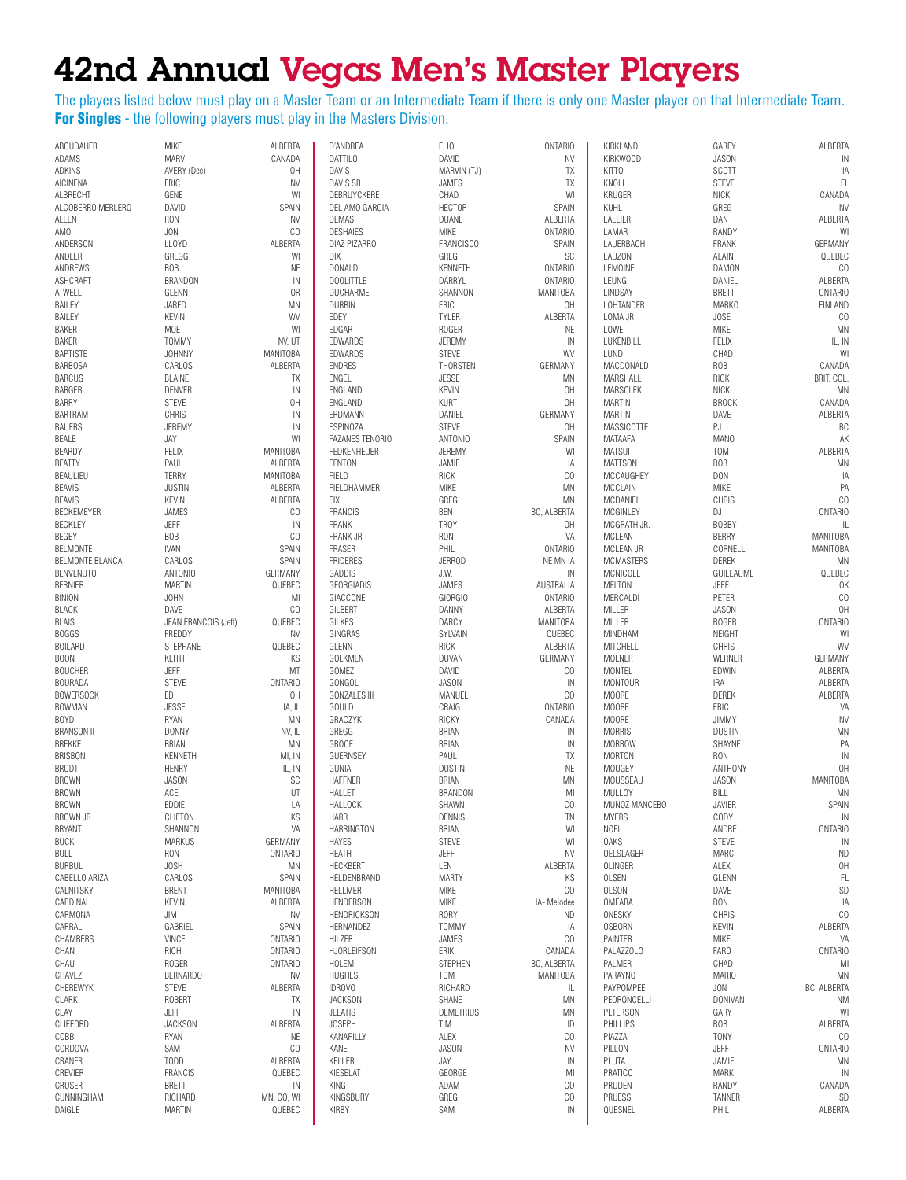# 42nd Annual Vegas Men's Master Players

The players listed below must play on a Master Team or an Intermediate Team if there is only one Master player on that Intermediate Team.
**For Singles** - the following players must play in the Masters Division.

| Last Name | First Name | State/Province |
|---|---|---|
| ABOUDAHER | MIKE | ALBERTA |
| ADAMS | MARV | CANADA |
| ADKINS | AVERY (Dee) | OH |
| AICINENA | ERIC | NV |
| ALBRECHT | GENE | WI |
| ALCOBERRO MERLERO | DAVID | SPAIN |
| ALLEN | RON | NV |
| AMO | JON | CO |
| ANDERSON | LLOYD | ALBERTA |
| ANDLER | GREGG | WI |
| ANDREWS | BOB | NE |
| ASHCRAFT | BRANDON | IN |
| ATWELL | GLENN | OR |
| BAILEY | JARED | MN |
| BAILEY | KEVIN | WV |
| BAKER | MOE | WI |
| BAKER | TOMMY | NV, UT |
| BAPTISTE | JOHNNY | MANITOBA |
| BARBOSA | CARLOS | ALBERTA |
| BARCUS | BLAINE | TX |
| BARGER | DENVER | IN |
| BARRY | STEVE | OH |
| BARTRAM | CHRIS | IN |
| BAUERS | JEREMY | IN |
| BEALE | JAY | WI |
| BEARDY | FELIX | MANITOBA |
| BEATTY | PAUL | ALBERTA |
| BEAULIEU | TERRY | MANITOBA |
| BEAVIS | JUSTIN | ALBERTA |
| BEAVIS | KEVIN | ALBERTA |
| BECKEMEYER | JAMES | CO |
| BECKLEY | JEFF | IN |
| BEGEY | BOB | CO |
| BELMONTE | IVAN | SPAIN |
| BELMONTE BLANCA | CARLOS | SPAIN |
| BENVENUTO | ANTONIO | GERMANY |
| BERNIER | MARTIN | QUEBEC |
| BINION | JOHN | MI |
| BLACK | DAVE | CO |
| BLAIS | JEAN FRANCOIS (Jeff) | QUEBEC |
| BOGGS | FREDDY | NV |
| BOILARD | STEPHANE | QUEBEC |
| BOON | KEITH | KS |
| BOUCHER | JEFF | MT |
| BOURADA | STEVE | ONTARIO |
| BOWERSOCK | ED | OH |
| BOWMAN | JESSE | IA, IL |
| BOYD | RYAN | MN |
| BRANSON II | DONNY | NV, IL |
| BREKKE | BRIAN | MN |
| BRISBON | KENNETH | MI, IN |
| BRODT | HENRY | IL, IN |
| BROWN | JASON | SC |
| BROWN | ACE | UT |
| BROWN | EDDIE | LA |
| BROWN JR. | CLIFTON | KS |
| BRYANT | SHANNON | VA |
| BUCK | MARKUS | GERMANY |
| BULL | RON | ONTARIO |
| BURBUL | JOSH | MN |
| CABELLO ARIZA | CARLOS | SPAIN |
| CALNITSKY | BRENT | MANITOBA |
| CARDINAL | KEVIN | ALBERTA |
| CARMONA | JIM | NV |
| CARRAL | GABRIEL | SPAIN |
| CHAMBERS | VINCE | ONTARIO |
| CHAN | RICH | ONTARIO |
| CHAU | ROGER | ONTARIO |
| CHAVEZ | BERNARDO | NV |
| CHEREWYK | STEVE | ALBERTA |
| CLARK | ROBERT | TX |
| CLAY | JEFF | IN |
| CLIFFORD | JACKSON | ALBERTA |
| COBB | RYAN | NE |
| CORDOVA | SAM | CO |
| CRANER | TODD | ALBERTA |
| CREVIER | FRANCIS | QUEBEC |
| CRUSER | BRETT | IN |
| CUNNINGHAM | RICHARD | MN, CO, WI |
| DAIGLE | MARTIN | QUEBEC |
| D'ANDREA | ELIO | ONTARIO |
| DATTILO | DAVID | NV |
| DAVIS | MARVIN (TJ) | TX |
| DAVIS SR. | JAMES | TX |
| DEBRUYCKERE | CHAD | WI |
| DEL AMO GARCIA | HECTOR | SPAIN |
| DEMAS | DUANE | ALBERTA |
| DESHAIES | MIKE | ONTARIO |
| DIAZ PIZARRO | FRANCISCO | SPAIN |
| DIX | GREG | SC |
| DONALD | KENNETH | ONTARIO |
| DOOLITTLE | DARRYL | ONTARIO |
| DUCHARME | SHANNON | MANITOBA |
| DURBIN | ERIC | OH |
| EDEY | TYLER | ALBERTA |
| EDGAR | ROGER | NE |
| EDWARDS | JEREMY | IN |
| EDWARDS | STEVE | WV |
| ENDRES | THORSTEN | GERMANY |
| ENGEL | JESSE | MN |
| ENGLAND | KEVIN | OH |
| ENGLAND | KURT | OH |
| ERDMANN | DANIEL | GERMANY |
| ESPINOZA | STEVE | OH |
| FAZANES TENORIO | ANTONIO | SPAIN |
| FEDKENHEUER | JEREMY | WI |
| FENTON | JAMIE | IA |
| FIELD | RICK | CO |
| FIELDHAMMER | MIKE | MN |
| FIX | GREG | MN |
| FRANCIS | BEN | BC, ALBERTA |
| FRANK | TROY | OH |
| FRANK JR | RON | VA |
| FRASER | PHIL | ONTARIO |
| FRIDERES | JERROD | NE MN IA |
| GADDIS | J.W. | IN |
| GEORGIADIS | JAMES | AUSTRALIA |
| GIACCONE | GIORGIO | ONTARIO |
| GILBERT | DANNY | ALBERTA |
| GILKES | DARCY | MANITOBA |
| GINGRAS | SYLVAIN | QUEBEC |
| GLENN | RICK | ALBERTA |
| GOEKMEN | DUVAN | GERMANY |
| GOMEZ | DAVID | CO |
| GONGOL | JASON | IN |
| GONZALES III | MANUEL | CO |
| GOULD | CRAIG | ONTARIO |
| GRACZYK | RICKY | CANADA |
| GREGG | BRIAN | IN |
| GROCE | BRIAN | IN |
| GUERNSEY | PAUL | TX |
| GUNIA | DUSTIN | NE |
| HAFFNER | BRIAN | MN |
| HALLET | BRANDON | MI |
| HALLOCK | SHAWN | CO |
| HARR | DENNIS | TN |
| HARRINGTON | BRIAN | WI |
| HAYES | STEVE | WI |
| HEATH | JEFF | NV |
| HECKBERT | LEN | ALBERTA |
| HELDENBRAND | MARTY | KS |
| HELLMER | MIKE | CO |
| HENDERSON | MIKE | IA- Melodee |
| HENDRICKSON | RORY | ND |
| HERNANDEZ | TOMMY | IA |
| HILZER | JAMES | CO |
| HJORLEIFSON | ERIK | CANADA |
| HOLEM | STEPHEN | BC, ALBERTA |
| HUGHES | TOM | MANITOBA |
| IDROVO | RICHARD | IL |
| JACKSON | SHANE | MN |
| JELATIS | DEMETRIUS | MN |
| JOSEPH | TIM | ID |
| KANAPILLY | ALEX | CO |
| KANE | JASON | NV |
| KELLER | JAY | IN |
| KIESELAT | GEORGE | MI |
| KING | ADAM | CO |
| KINGSBURY | GREG | CO |
| KIRBY | SAM | IN |
| KIRKLAND | GAREY | ALBERTA |
| KIRKWOOD | JASON | IN |
| KITTO | SCOTT | IA |
| KNOLL | STEVE | FL |
| KRUGER | NICK | CANADA |
| KUHL | GREG | NV |
| LALLIER | DAN | ALBERTA |
| LAMAR | RANDY | WI |
| LAUERBACH | FRANK | GERMANY |
| LAUZON | ALAIN | QUEBEC |
| LEMOINE | DAMON | CO |
| LEUNG | DANIEL | ALBERTA |
| LINDSAY | BRETT | ONTARIO |
| LOHTANDER | MARKO | FINLAND |
| LOMA JR | JOSE | CO |
| LOWE | MIKE | MN |
| LUKENBILL | FELIX | IL, IN |
| LUND | CHAD | WI |
| MACDONALD | ROB | CANADA |
| MARSHALL | RICK | BRIT. COL. |
| MARSOLEK | NICK | MN |
| MARTIN | BROCK | CANADA |
| MARTIN | DAVE | ALBERTA |
| MASSICOTTE | PJ | BC |
| MATAAFA | MANO | AK |
| MATSUI | TOM | ALBERTA |
| MATTSON | ROB | MN |
| MCCAUGHEY | DON | IA |
| MCCLAIN | MIKE | PA |
| MCDANIEL | CHRIS | CO |
| MCGINLEY | DJ | ONTARIO |
| MCGRATH JR. | BOBBY | IL |
| MCLEAN | BERRY | MANITOBA |
| MCLEAN JR | CORNELL | MANITOBA |
| MCMASTERS | DEREK | MN |
| MCNICOLL | GUILLAUME | QUEBEC |
| MELTON | JEFF | OK |
| MERCALDI | PETER | CO |
| MILLER | JASON | OH |
| MILLER | ROGER | ONTARIO |
| MINDHAM | NEIGHT | WI |
| MITCHELL | CHRIS | WV |
| MOLNER | WERNER | GERMANY |
| MONTEL | EDWIN | ALBERTA |
| MONTOUR | IRA | ALBERTA |
| MOORE | DEREK | ALBERTA |
| MOORE | ERIC | VA |
| MOORE | JIMMY | NV |
| MORRIS | DUSTIN | MN |
| MORROW | SHAYNE | PA |
| MORTON | RON | IN |
| MOUGEY | ANTHONY | OH |
| MOUSSEAU | JASON | MANITOBA |
| MULLOY | BILL | MN |
| MUNOZ MANCEBO | JAVIER | SPAIN |
| MYERS | CODY | IN |
| NOEL | ANDRE | ONTARIO |
| OAKS | STEVE | IN |
| OELSLAGER | MARC | ND |
| OLINGER | ALEX | OH |
| OLSEN | GLENN | FL |
| OLSON | DAVE | SD |
| OMEARA | RON | IA |
| ONESKY | CHRIS | CO |
| OSBORN | KEVIN | ALBERTA |
| PAINTER | MIKE | VA |
| PALAZZOLO | FARO | ONTARIO |
| PALMER | CHAD | MI |
| PARAYNO | MARIO | MN |
| PAYPOMPEE | JON | BC, ALBERTA |
| PEDRONCELLI | DONIVAN | NM |
| PETERSON | GARY | WI |
| PHILLIPS | ROB | ALBERTA |
| PIAZZA | TONY | CO |
| PILLON | JEFF | ONTARIO |
| PLUTA | JAMIE | MN |
| PRATICO | MARK | IN |
| PRUDEN | RANDY | CANADA |
| PRUESS | TANNER | SD |
| QUESNEL | PHIL | ALBERTA |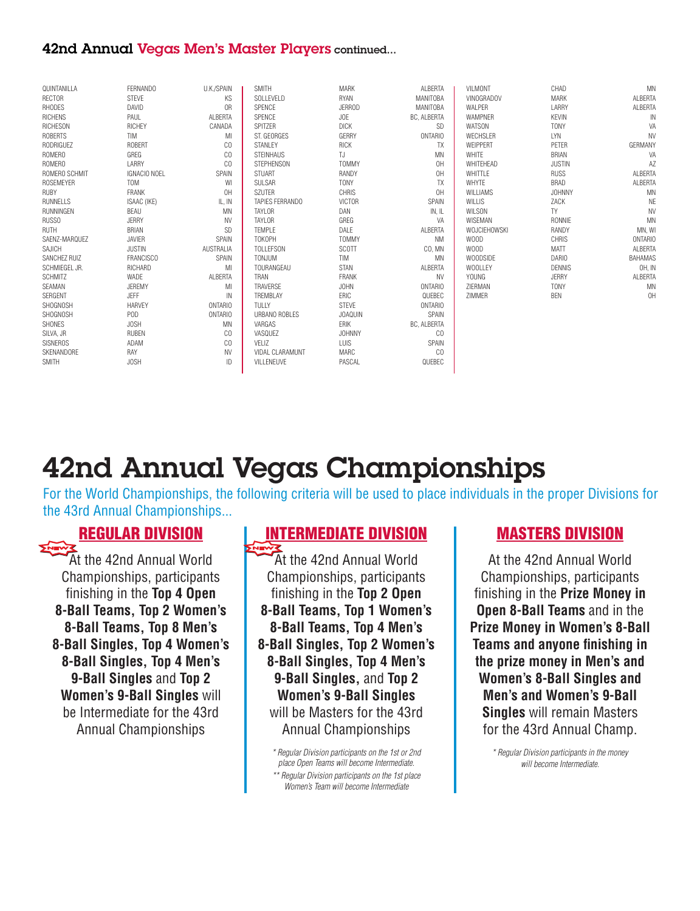## 42nd Annual Vegas Men's Master Players continued...

| | | |
|---|---|---|
| QUINTANILLA | FERNANDO | U.K./SPAIN |
| RECTOR | STEVE | KS |
| RHODES | DAVID | OR |
| RICHENS | PAUL | ALBERTA |
| RICHESON | RICHEY | CANADA |
| ROBERTS | TIM | MI |
| RODRIGUEZ | ROBERT | CO |
| ROMERO | GREG | CO |
| ROMERO | LARRY | CO |
| ROMERO SCHMIT | IGNACIO NOEL | SPAIN |
| ROSEMEYER | TOM | WI |
| RUBY | FRANK | OH |
| RUNNELLS | ISAAC (IKE) | IL, IN |
| RUNNINGEN | BEAU | MN |
| RUSSO | JERRY | NV |
| RUTH | BRIAN | SD |
| SAENZ-MARQUEZ | JAVIER | SPAIN |
| SAJICH | JUSTIN | AUSTRALIA |
| SANCHEZ RUIZ | FRANCISCO | SPAIN |
| SCHMIEGEL JR. | RICHARD | MI |
| SCHMITZ | WADE | ALBERTA |
| SEAMAN | JEREMY | MI |
| SERGENT | JEFF | IN |
| SHOGNOSH | HARVEY | ONTARIO |
| SHOGNOSH | POD | ONTARIO |
| SHONES | JOSH | MN |
| SILVA, JR | RUBEN | CO |
| SISNEROS | ADAM | CO |
| SKENANDORE | RAY | NV |
| SMITH | JOSH | ID |
| SMITH | MARK | ALBERTA |
| SOLLEVELD | RYAN | MANITOBA |
| SPENCE | JERROD | MANITOBA |
| SPENCE | JOE | BC, ALBERTA |
| SPITZER | DICK | SD |
| ST. GEORGES | GERRY | ONTARIO |
| STANLEY | RICK | TX |
| STEINHAUS | TJ | MN |
| STEPHENSON | TOMMY | OH |
| STUART | RANDY | OH |
| SULSAR | TONY | TX |
| SZUTER | CHRIS | OH |
| TAPIES FERRANDO | VICTOR | SPAIN |
| TAYLOR | DAN | IN, IL |
| TAYLOR | GREG | VA |
| TEMPLE | DALE | ALBERTA |
| TOKOPH | TOMMY | NM |
| TOLLEFSON | SCOTT | CO, MN |
| TONJUM | TIM | MN |
| TOURANGEAU | STAN | ALBERTA |
| TRAN | FRANK | NV |
| TRAVERSE | JOHN | ONTARIO |
| TREMBLAY | ERIC | QUEBEC |
| TULLY | STEVE | ONTARIO |
| URBANO ROBLES | JOAQUIN | SPAIN |
| VARGAS | ERIK | BC, ALBERTA |
| VASQUEZ | JOHNNY | CO |
| VELIZ | LUIS | SPAIN |
| VIDAL CLARAMUNT | MARC | CO |
| VILLENEUVE | PASCAL | QUEBEC |
| VILMONT | CHAD | MN |
| VINOGRADOV | MARK | ALBERTA |
| WALPER | LARRY | ALBERTA |
| WAMPNER | KEVIN | IN |
| WATSON | TONY | VA |
| WECHSLER | LYN | NV |
| WEIPPERT | PETER | GERMANY |
| WHITE | BRIAN | VA |
| WHITEHEAD | JUSTIN | AZ |
| WHITTLE | RUSS | ALBERTA |
| WHYTE | BRAD | ALBERTA |
| WILLIAMS | JOHNNY | MN |
| WILLIS | ZACK | NE |
| WILSON | TY | NV |
| WISEMAN | RONNIE | MN |
| WOJCIEHOWSKI | RANDY | MN, WI |
| WOOD | CHRIS | ONTARIO |
| WOOD | MATT | ALBERTA |
| WOODSIDE | DARIO | BAHAMAS |
| WOOLLEY | DENNIS | OH, IN |
| YOUNG | JERRY | ALBERTA |
| ZIERMAN | TONY | MN |
| ZIMMER | BEN | OH |

# 42nd Annual Vegas Championships

For the World Championships, the following criteria will be used to place individuals in the proper Divisions for the 43rd Annual Championships...

### REGULAR DIVISION

NEW At the 42nd Annual World Championships, participants finishing in the **Top 4 Open 8-Ball Teams, Top 2 Women's 8-Ball Teams, Top 8 Men's 8-Ball Singles, Top 4 Women's 8-Ball Singles, Top 4 Men's 9-Ball Singles** and **Top 2 Women's 9-Ball Singles** will be Intermediate for the 43rd Annual Championships

### INTERMEDIATE DIVISION

NEW At the 42nd Annual World Championships, participants finishing in the **Top 2 Open 8-Ball Teams, Top 1 Women's 8-Ball Teams, Top 4 Men's 8-Ball Singles, Top 2 Women's 8-Ball Singles, Top 4 Men's 9-Ball Singles,** and **Top 2 Women's 9-Ball Singles** will be Masters for the 43rd Annual Championships

*\* Regular Division participants on the 1st or 2nd place Open Teams will become Intermediate.*

*\*\* Regular Division participants on the 1st place Women's Team will become Intermediate*

### MASTERS DIVISION

At the 42nd Annual World Championships, participants finishing in the **Prize Money in Open 8-Ball Teams** and in the **Prize Money in Women's 8-Ball Teams and anyone finishing in the prize money in Men's and Women's 8-Ball Singles and Men's and Women's 9-Ball Singles** will remain Masters for the 43rd Annual Champ.

*\* Regular Division participants in the money will become Intermediate.*